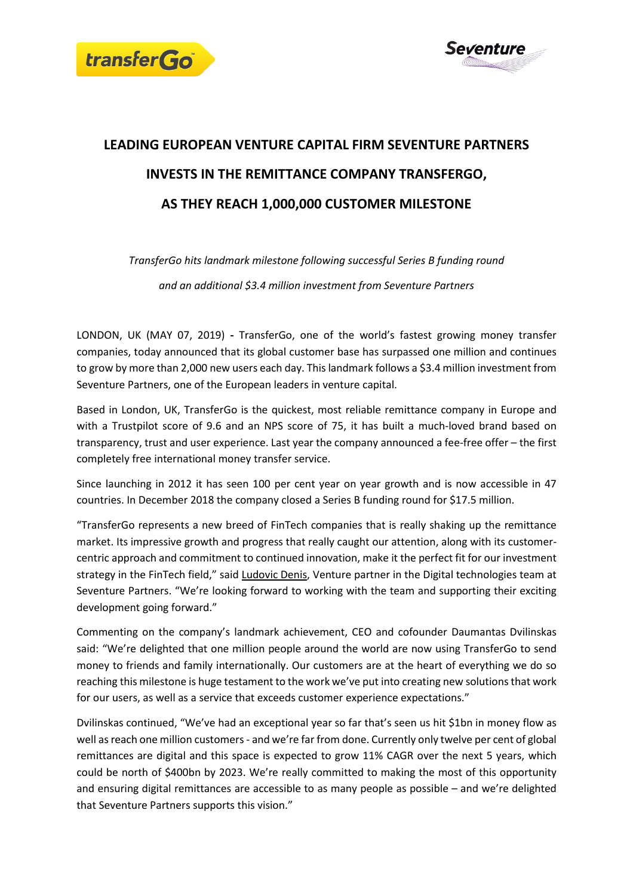# LEADING EUROPEAN VENTURE CAPITAL FIRM SEVENTURE PARTNERS INVESTS IN THE REMITTANCE COMPANY TRANSFERGO, AS THEY REACH 1,000,000 CUSTOMER MILESTONE

*TransferGo hits landmark milestone following successful Series B funding round and an additional $3.4 million investment from Seventure Partners*

LONDON, UK (MAY 07, 2019) **-** TransferGo, one of the world's fastest growing money transfer companies, today announced that its global customer base has surpassed one million and continues to grow by more than 2,000 new users each day. This landmark follows a $3.4 million investment from Seventure Partners, one of the European leaders in venture capital.

Based in London, UK, TransferGo is the quickest, most reliable remittance company in Europe and with a Trustpilot score of 9.6 and an NPS score of 75, it has built a much-loved brand based on transparency, trust and user experience. Last year the company announced a fee-free offer – the first completely free international money transfer service.

Since launching in 2012 it has seen 100 per cent year on year growth and is now accessible in 47 countries. In December 2018 the company closed a Series B funding round for $17.5 million.

"TransferGo represents a new breed of FinTech companies that is really shaking up the remittance market. Its impressive growth and progress that really caught our attention, along with its customer-centric approach and commitment to continued innovation, make it the perfect fit for our investment strategy in the FinTech field," said Ludovic Denis, Venture partner in the Digital technologies team at Seventure Partners. "We're looking forward to working with the team and supporting their exciting development going forward."

Commenting on the company's landmark achievement, CEO and cofounder Daumantas Dvilinskas said: "We're delighted that one million people around the world are now using TransferGo to send money to friends and family internationally. Our customers are at the heart of everything we do so reaching this milestone is huge testament to the work we've put into creating new solutions that work for our users, as well as a service that exceeds customer experience expectations."

Dvilinskas continued, "We've had an exceptional year so far that's seen us hit $1bn in money flow as well as reach one million customers - and we're far from done. Currently only twelve per cent of global remittances are digital and this space is expected to grow 11% CAGR over the next 5 years, which could be north of $400bn by 2023. We're really committed to making the most of this opportunity and ensuring digital remittances are accessible to as many people as possible – and we're delighted that Seventure Partners supports this vision."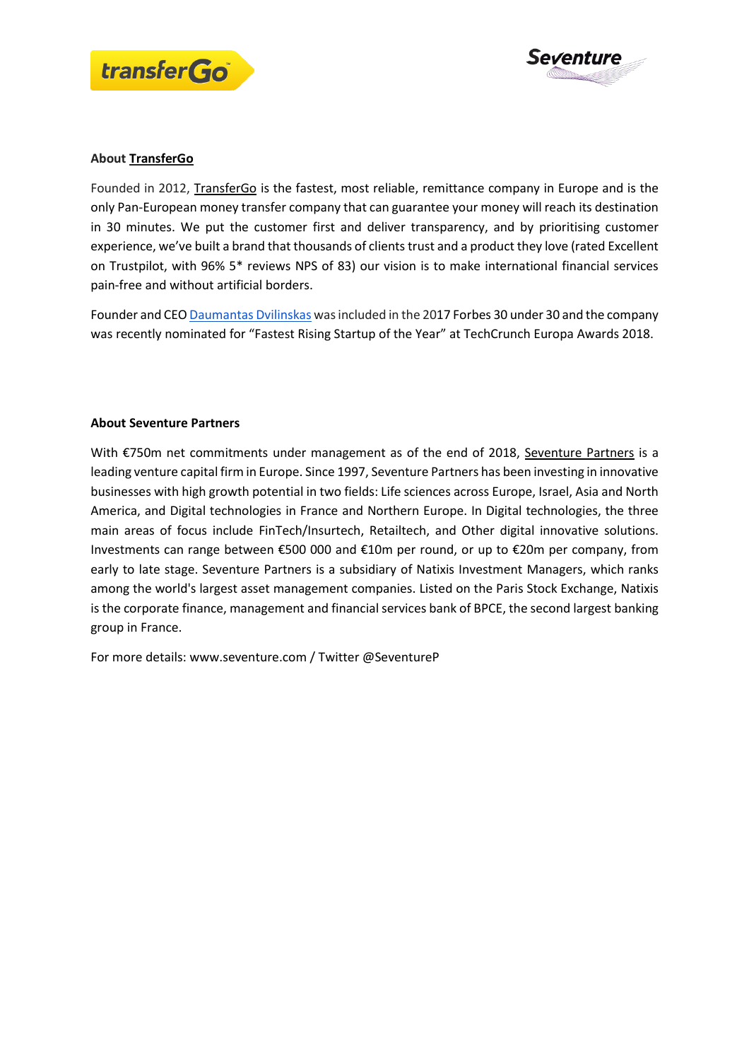**About TransferGo**

Founded in 2012, TransferGo is the fastest, most reliable, remittance company in Europe and is the only Pan-European money transfer company that can guarantee your money will reach its destination in 30 minutes. We put the customer first and deliver transparency, and by prioritising customer experience, we've built a brand that thousands of clients trust and a product they love (rated Excellent on Trustpilot, with 96% 5* reviews NPS of 83) our vision is to make international financial services pain-free and without artificial borders.

Founder and CEO Daumantas Dvilinskas was included in the 2017 Forbes 30 under 30 and the company was recently nominated for "Fastest Rising Startup of the Year" at TechCrunch Europa Awards 2018.

**About Seventure Partners**

With €750m net commitments under management as of the end of 2018, Seventure Partners is a leading venture capital firm in Europe. Since 1997, Seventure Partners has been investing in innovative businesses with high growth potential in two fields: Life sciences across Europe, Israel, Asia and North America, and Digital technologies in France and Northern Europe. In Digital technologies, the three main areas of focus include FinTech/Insurtech, Retailtech, and Other digital innovative solutions. Investments can range between €500 000 and €10m per round, or up to €20m per company, from early to late stage. Seventure Partners is a subsidiary of Natixis Investment Managers, which ranks among the world's largest asset management companies. Listed on the Paris Stock Exchange, Natixis is the corporate finance, management and financial services bank of BPCE, the second largest banking group in France.

For more details: www.seventure.com / Twitter @SeventureP